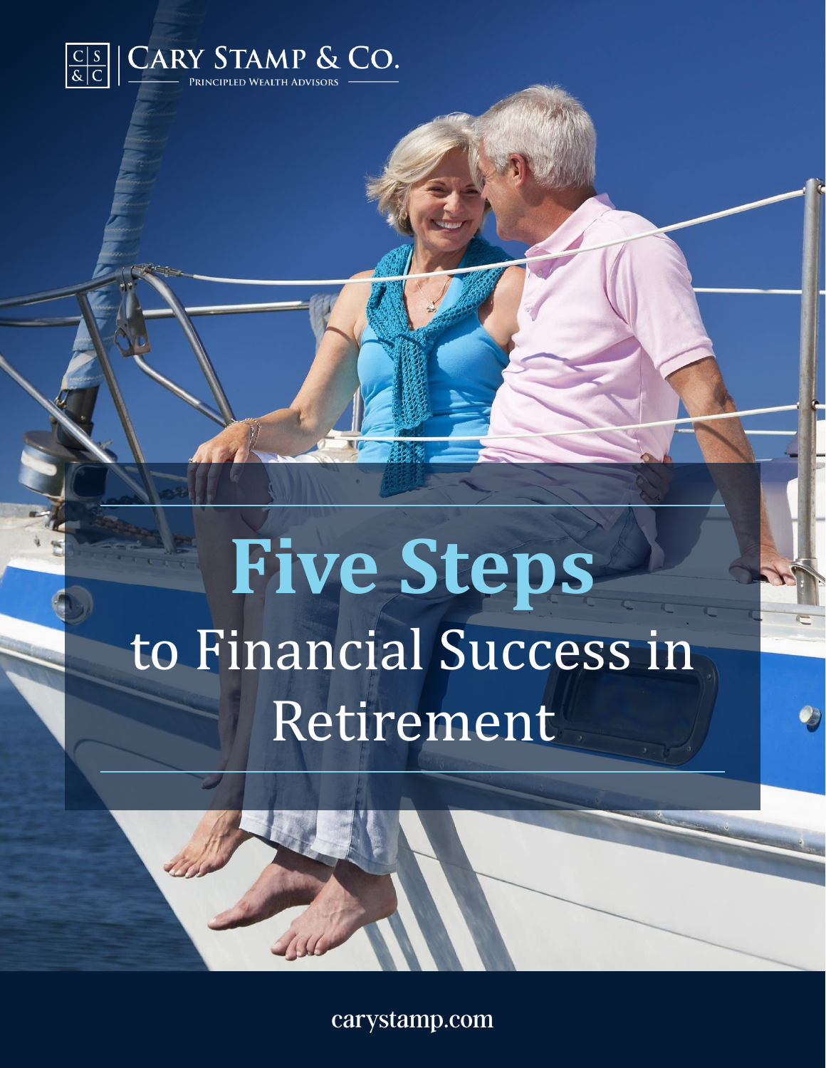CARY STAMP & CO.

PRINCIPLED WEALTH ADVISORS

# Five Steps to Financial Success in Retirement

carystamp.com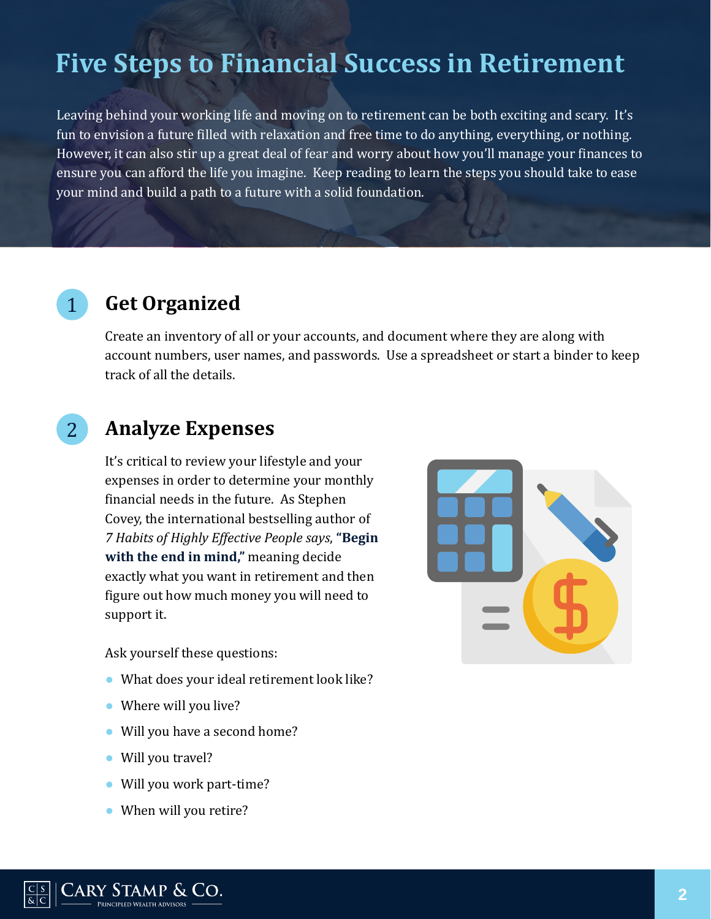# Five Steps to Financial Success in Retirement

Leaving behind your working life and moving on to retirement can be both exciting and scary. It's fun to envision a future filled with relaxation and free time to do anything, everything, or nothing. However, it can also stir up a great deal of fear and worry about how you'll manage your finances to ensure you can afford the life you imagine. Keep reading to learn the steps you should take to ease your mind and build a path to a future with a solid foundation.

## 1 Get Organized

Create an inventory of all or your accounts, and document where they are along with account numbers, user names, and passwords. Use a spreadsheet or start a binder to keep track of all the details.

## 2 Analyze Expenses

It's critical to review your lifestyle and your expenses in order to determine your monthly financial needs in the future. As Stephen Covey, the international bestselling author of *7 Habits of Highly Effective People says*, **"Begin with the end in mind,"** meaning decide exactly what you want in retirement and then figure out how much money you will need to support it.

Ask yourself these questions:

- What does your ideal retirement look like?
- Where will you live?
- Will you have a second home?
- Will you travel?
- Will you work part-time?
- When will you retire?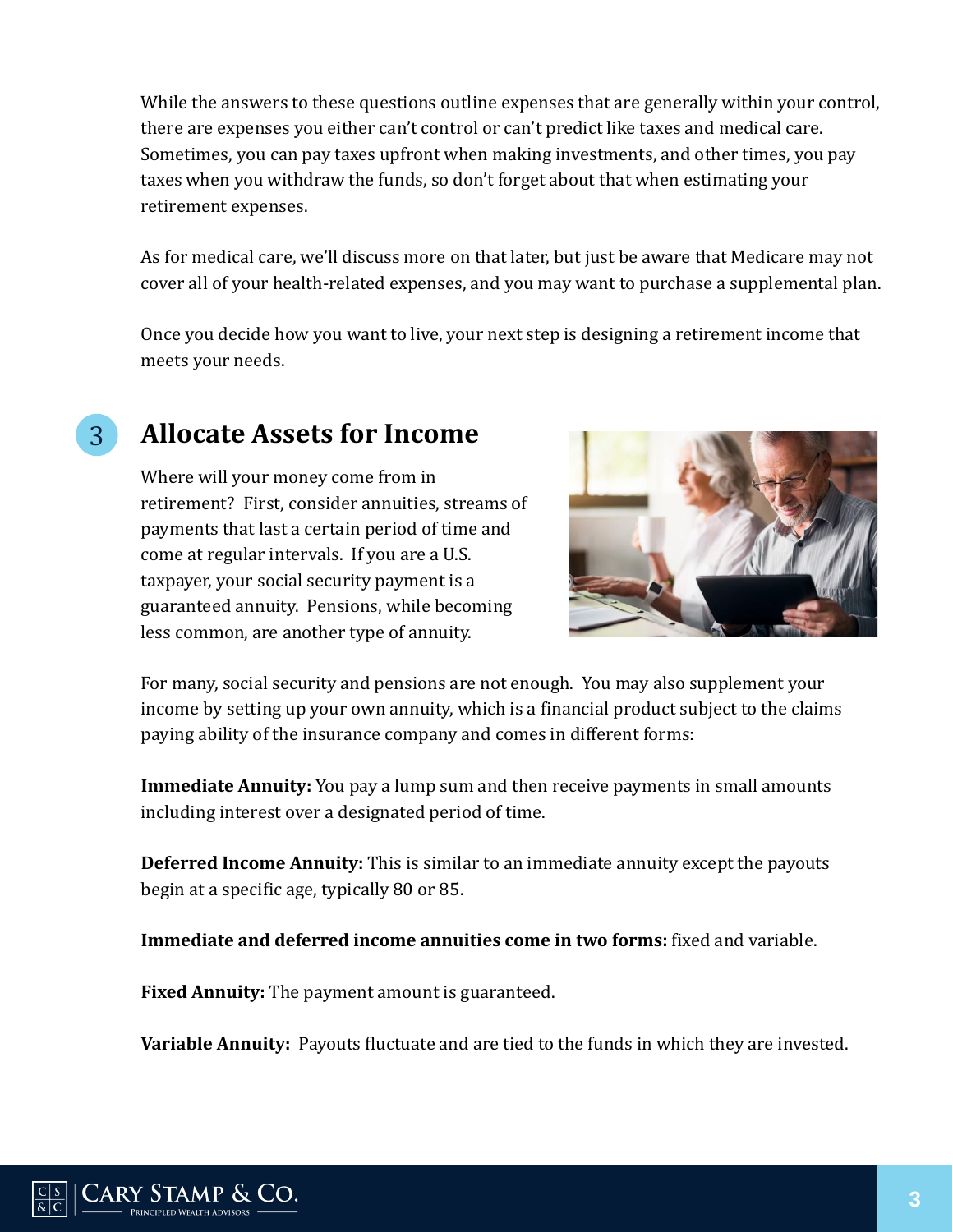While the answers to these questions outline expenses that are generally within your control, there are expenses you either can't control or can't predict like taxes and medical care. Sometimes, you can pay taxes upfront when making investments, and other times, you pay taxes when you withdraw the funds, so don't forget about that when estimating your retirement expenses.

As for medical care, we'll discuss more on that later, but just be aware that Medicare may not cover all of your health-related expenses, and you may want to purchase a supplemental plan.

Once you decide how you want to live, your next step is designing a retirement income that meets your needs.

## 3 Allocate Assets for Income

Where will your money come from in retirement? First, consider annuities, streams of payments that last a certain period of time and come at regular intervals. If you are a U.S. taxpayer, your social security payment is a guaranteed annuity. Pensions, while becoming less common, are another type of annuity.

For many, social security and pensions are not enough. You may also supplement your income by setting up your own annuity, which is a financial product subject to the claims paying ability of the insurance company and comes in different forms:

**Immediate Annuity:** You pay a lump sum and then receive payments in small amounts including interest over a designated period of time.

**Deferred Income Annuity:** This is similar to an immediate annuity except the payouts begin at a specific age, typically 80 or 85.

**Immediate and deferred income annuities come in two forms:** fixed and variable.

**Fixed Annuity:** The payment amount is guaranteed.

**Variable Annuity:** Payouts fluctuate and are tied to the funds in which they are invested.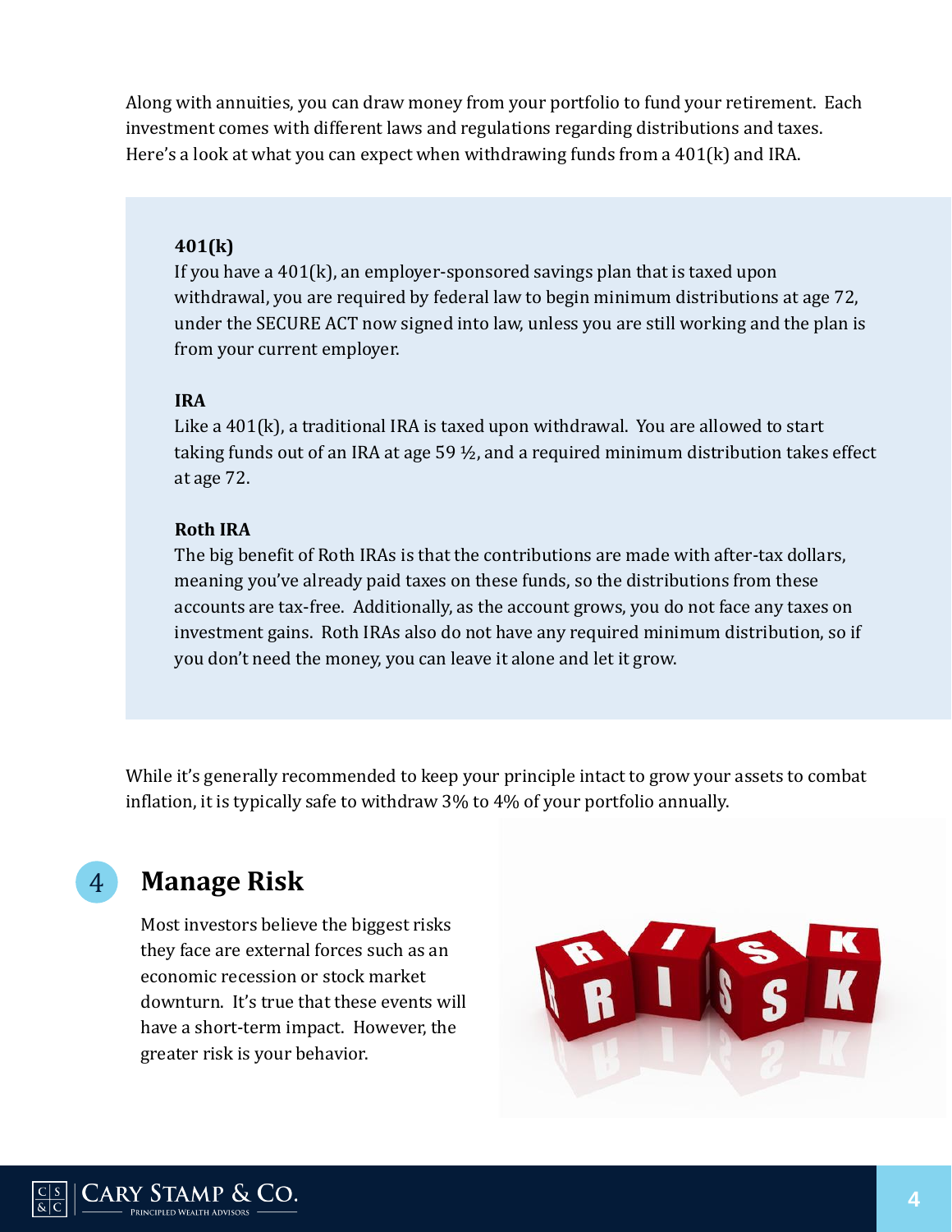Along with annuities, you can draw money from your portfolio to fund your retirement. Each investment comes with different laws and regulations regarding distributions and taxes. Here's a look at what you can expect when withdrawing funds from a 401(k) and IRA.

**401(k)**
If you have a 401(k), an employer-sponsored savings plan that is taxed upon withdrawal, you are required by federal law to begin minimum distributions at age 72, under the SECURE ACT now signed into law, unless you are still working and the plan is from your current employer.

**IRA**
Like a 401(k), a traditional IRA is taxed upon withdrawal. You are allowed to start taking funds out of an IRA at age 59 ½, and a required minimum distribution takes effect at age 72.

**Roth IRA**
The big benefit of Roth IRAs is that the contributions are made with after-tax dollars, meaning you've already paid taxes on these funds, so the distributions from these accounts are tax-free. Additionally, as the account grows, you do not face any taxes on investment gains. Roth IRAs also do not have any required minimum distribution, so if you don't need the money, you can leave it alone and let it grow.

While it's generally recommended to keep your principle intact to grow your assets to combat inflation, it is typically safe to withdraw 3% to 4% of your portfolio annually.

## 4 Manage Risk

Most investors believe the biggest risks they face are external forces such as an economic recession or stock market downturn. It's true that these events will have a short-term impact. However, the greater risk is your behavior.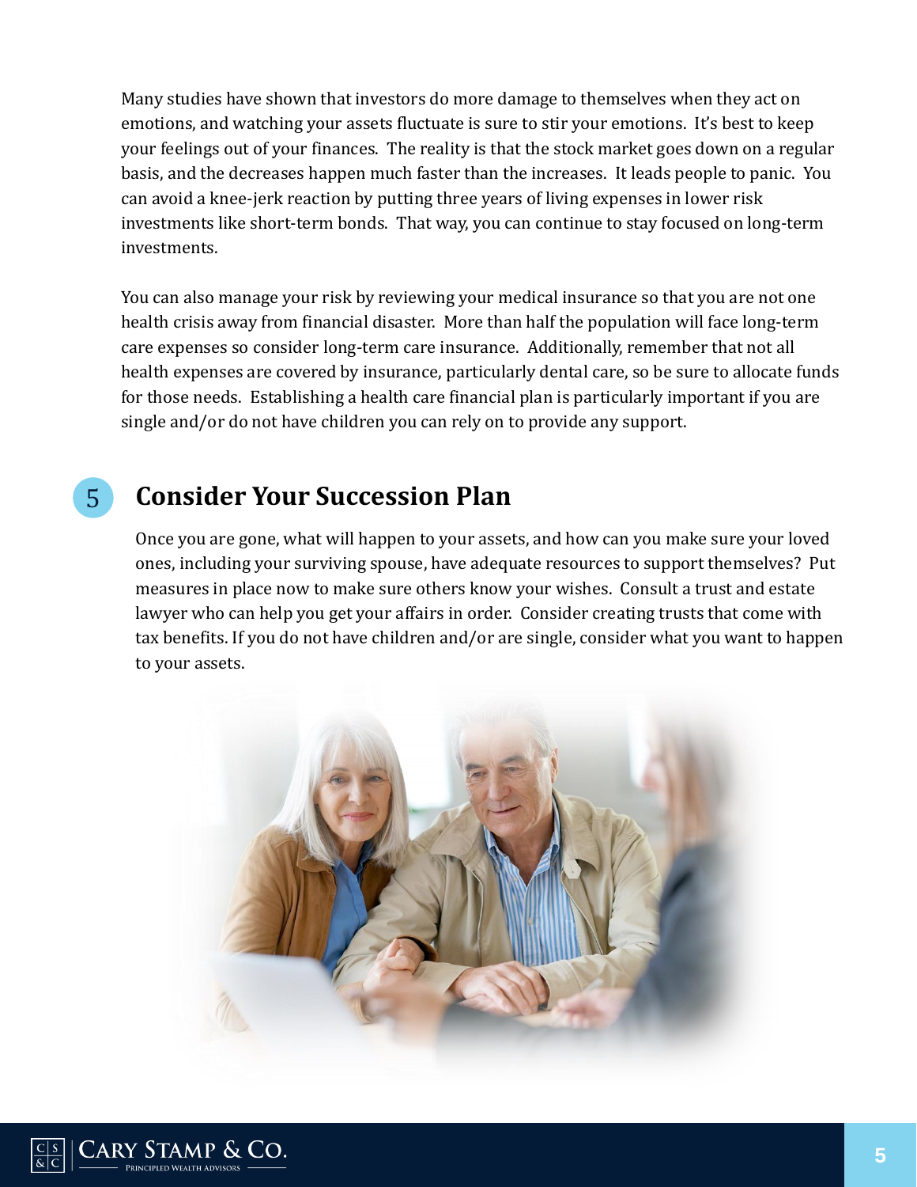Many studies have shown that investors do more damage to themselves when they act on emotions, and watching your assets fluctuate is sure to stir your emotions. It's best to keep your feelings out of your finances. The reality is that the stock market goes down on a regular basis, and the decreases happen much faster than the increases. It leads people to panic. You can avoid a knee-jerk reaction by putting three years of living expenses in lower risk investments like short-term bonds. That way, you can continue to stay focused on long-term investments.

You can also manage your risk by reviewing your medical insurance so that you are not one health crisis away from financial disaster. More than half the population will face long-term care expenses so consider long-term care insurance. Additionally, remember that not all health expenses are covered by insurance, particularly dental care, so be sure to allocate funds for those needs. Establishing a health care financial plan is particularly important if you are single and/or do not have children you can rely on to provide any support.

## 5 Consider Your Succession Plan

Once you are gone, what will happen to your assets, and how can you make sure your loved ones, including your surviving spouse, have adequate resources to support themselves? Put measures in place now to make sure others know your wishes. Consult a trust and estate lawyer who can help you get your affairs in order. Consider creating trusts that come with tax benefits. If you do not have children and/or are single, consider what you want to happen to your assets.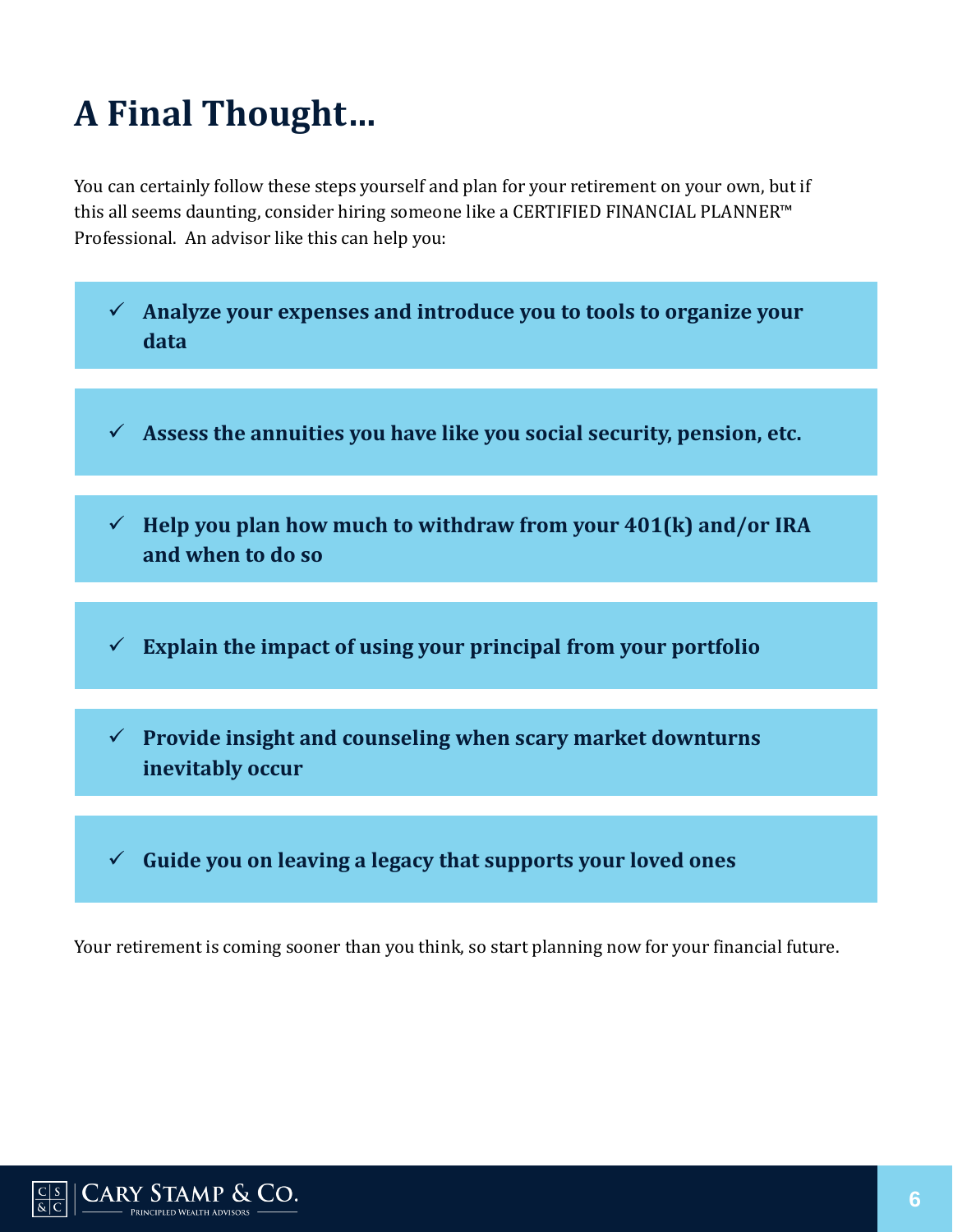# A Final Thought…

You can certainly follow these steps yourself and plan for your retirement on your own, but if this all seems daunting, consider hiring someone like a CERTIFIED FINANCIAL PLANNER™ Professional. An advisor like this can help you:

- ✓ **Analyze your expenses and introduce you to tools to organize your data**
- ✓ **Assess the annuities you have like you social security, pension, etc.**
- ✓ **Help you plan how much to withdraw from your 401(k) and/or IRA and when to do so**
- ✓ **Explain the impact of using your principal from your portfolio**
- ✓ **Provide insight and counseling when scary market downturns inevitably occur**
- ✓ **Guide you on leaving a legacy that supports your loved ones**

Your retirement is coming sooner than you think, so start planning now for your financial future.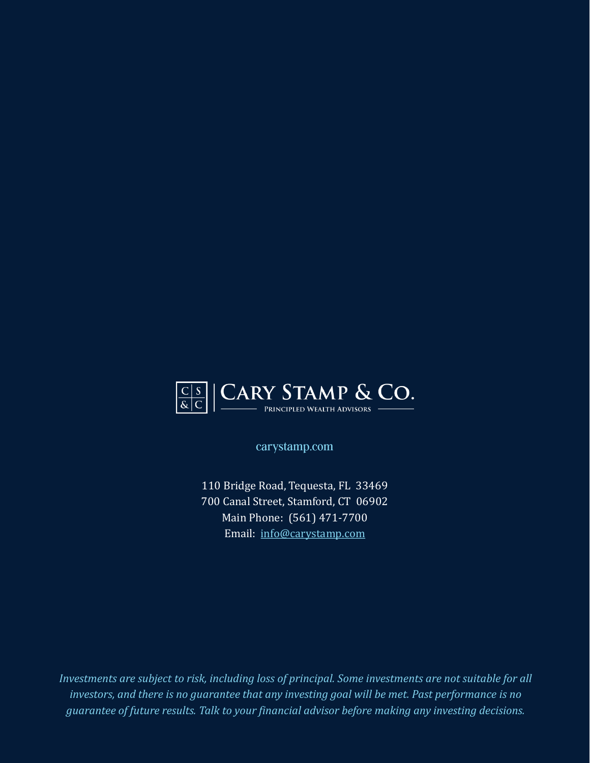CARY STAMP & CO.

PRINCIPLED WEALTH ADVISORS

carystamp.com

110 Bridge Road, Tequesta, FL 33469
700 Canal Street, Stamford, CT 06902
Main Phone: (561) 471-7700
Email: info@carystamp.com

*Investments are subject to risk, including loss of principal. Some investments are not suitable for all investors, and there is no guarantee that any investing goal will be met. Past performance is no guarantee of future results. Talk to your financial advisor before making any investing decisions.*